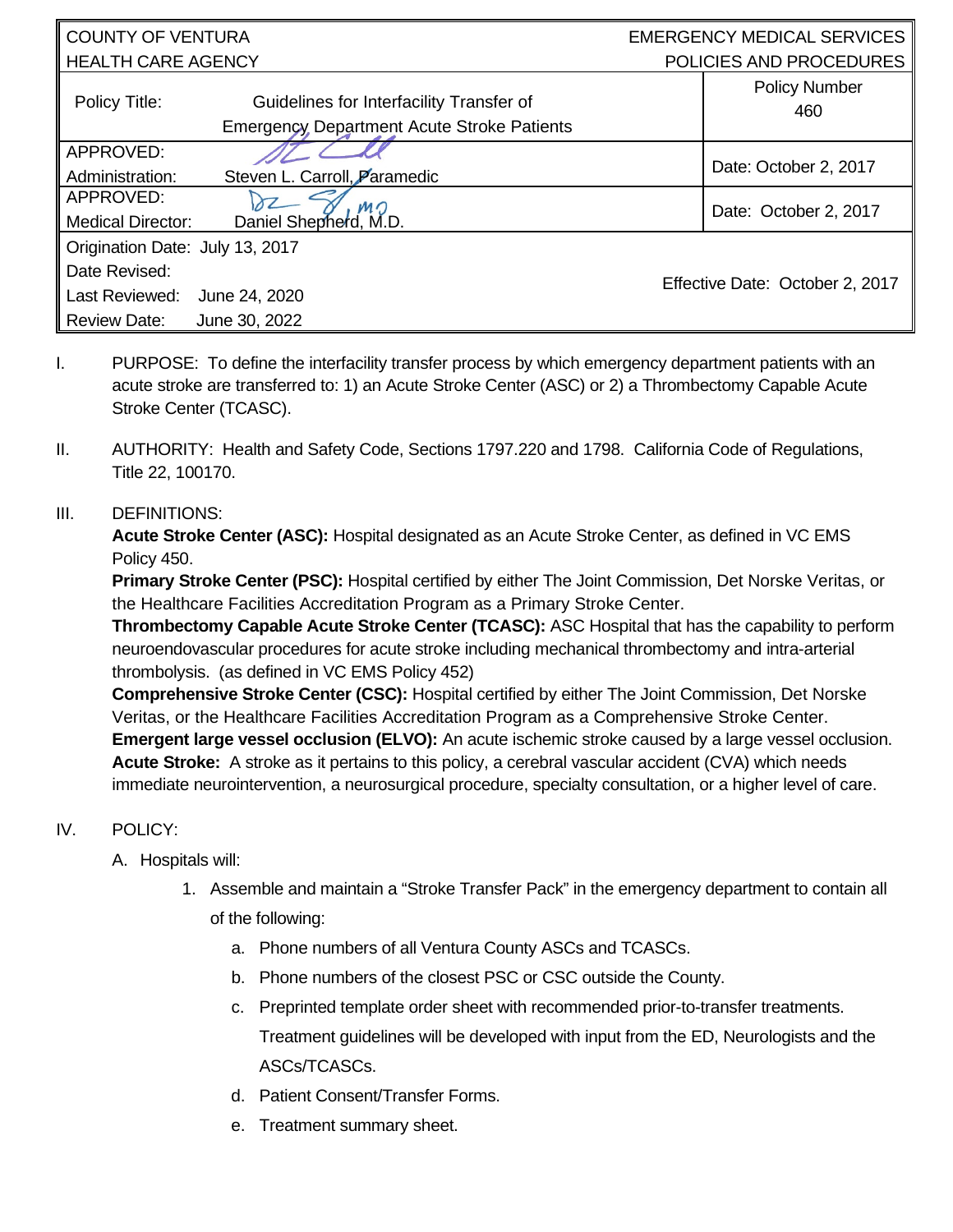| COUNTY OF VENTURA HEALTH CARE AGENCY | | EMERGENCY MEDICAL SERVICES POLICIES AND PROCEDURES |
|---|---|---|
| Policy Title: | Guidelines for Interfacility Transfer of Emergency Department Acute Stroke Patients | Policy Number 460 |
| APPROVED: Administration: | Steven L. Carroll, Paramedic | Date: October 2, 2017 |
| APPROVED: Medical Director: | Daniel Shepherd, M.D. | Date: October 2, 2017 |
| Origination Date: July 13, 2017<br>Date Revised:<br>Last Reviewed: June 24, 2020<br>Review Date: June 30, 2022 | | Effective Date: October 2, 2017 |

I. PURPOSE: To define the interfacility transfer process by which emergency department patients with an acute stroke are transferred to: 1) an Acute Stroke Center (ASC) or 2) a Thrombectomy Capable Acute Stroke Center (TCASC).

II. AUTHORITY: Health and Safety Code, Sections 1797.220 and 1798. California Code of Regulations, Title 22, 100170.

III. DEFINITIONS:

**Acute Stroke Center (ASC):** Hospital designated as an Acute Stroke Center, as defined in VC EMS Policy 450.

**Primary Stroke Center (PSC):** Hospital certified by either The Joint Commission, Det Norske Veritas, or the Healthcare Facilities Accreditation Program as a Primary Stroke Center.

**Thrombectomy Capable Acute Stroke Center (TCASC):** ASC Hospital that has the capability to perform neuroendovascular procedures for acute stroke including mechanical thrombectomy and intra-arterial thrombolysis. (as defined in VC EMS Policy 452)

**Comprehensive Stroke Center (CSC):** Hospital certified by either The Joint Commission, Det Norske Veritas, or the Healthcare Facilities Accreditation Program as a Comprehensive Stroke Center.

**Emergent large vessel occlusion (ELVO):** An acute ischemic stroke caused by a large vessel occlusion.

**Acute Stroke:** A stroke as it pertains to this policy, a cerebral vascular accident (CVA) which needs immediate neurointervention, a neurosurgical procedure, specialty consultation, or a higher level of care.

IV. POLICY:

A. Hospitals will:

1. Assemble and maintain a “Stroke Transfer Pack” in the emergency department to contain all of the following:
   a. Phone numbers of all Ventura County ASCs and TCASCs.
   b. Phone numbers of the closest PSC or CSC outside the County.
   c. Preprinted template order sheet with recommended prior-to-transfer treatments. Treatment guidelines will be developed with input from the ED, Neurologists and the ASCs/TCASCs.
   d. Patient Consent/Transfer Forms.
   e. Treatment summary sheet.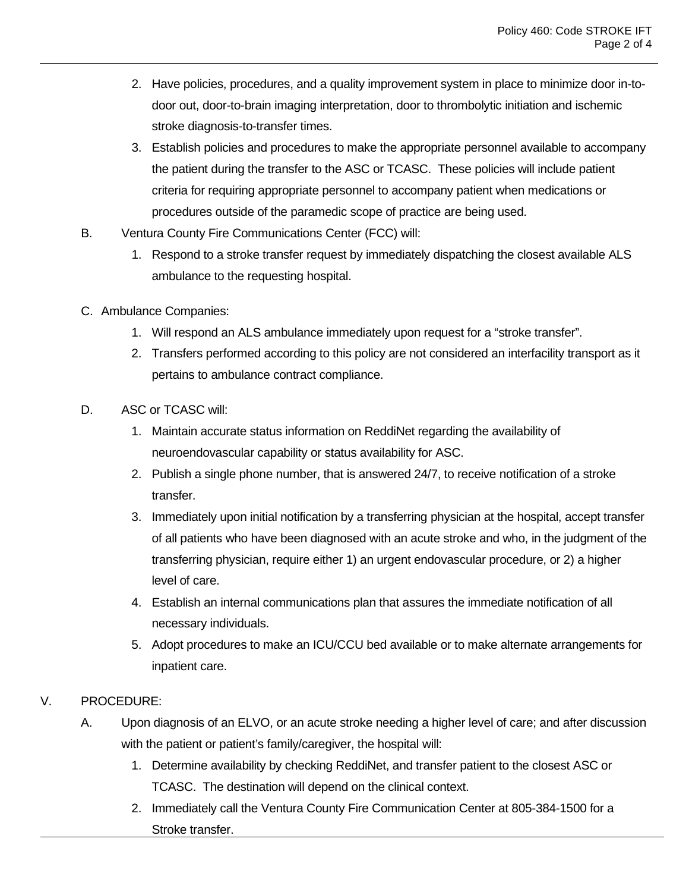2. Have policies, procedures, and a quality improvement system in place to minimize door in-to-door out, door-to-brain imaging interpretation, door to thrombolytic initiation and ischemic stroke diagnosis-to-transfer times.
3. Establish policies and procedures to make the appropriate personnel available to accompany the patient during the transfer to the ASC or TCASC. These policies will include patient criteria for requiring appropriate personnel to accompany patient when medications or procedures outside of the paramedic scope of practice are being used.

B. Ventura County Fire Communications Center (FCC) will:

1. Respond to a stroke transfer request by immediately dispatching the closest available ALS ambulance to the requesting hospital.

C. Ambulance Companies:

1. Will respond an ALS ambulance immediately upon request for a "stroke transfer".
2. Transfers performed according to this policy are not considered an interfacility transport as it pertains to ambulance contract compliance.

D. ASC or TCASC will:

1. Maintain accurate status information on ReddiNet regarding the availability of neuroendovascular capability or status availability for ASC.
2. Publish a single phone number, that is answered 24/7, to receive notification of a stroke transfer.
3. Immediately upon initial notification by a transferring physician at the hospital, accept transfer of all patients who have been diagnosed with an acute stroke and who, in the judgment of the transferring physician, require either 1) an urgent endovascular procedure, or 2) a higher level of care.
4. Establish an internal communications plan that assures the immediate notification of all necessary individuals.
5. Adopt procedures to make an ICU/CCU bed available or to make alternate arrangements for inpatient care.

V. PROCEDURE:

A. Upon diagnosis of an ELVO, or an acute stroke needing a higher level of care; and after discussion with the patient or patient's family/caregiver, the hospital will:

1. Determine availability by checking ReddiNet, and transfer patient to the closest ASC or TCASC. The destination will depend on the clinical context.
2. Immediately call the Ventura County Fire Communication Center at 805-384-1500 for a Stroke transfer.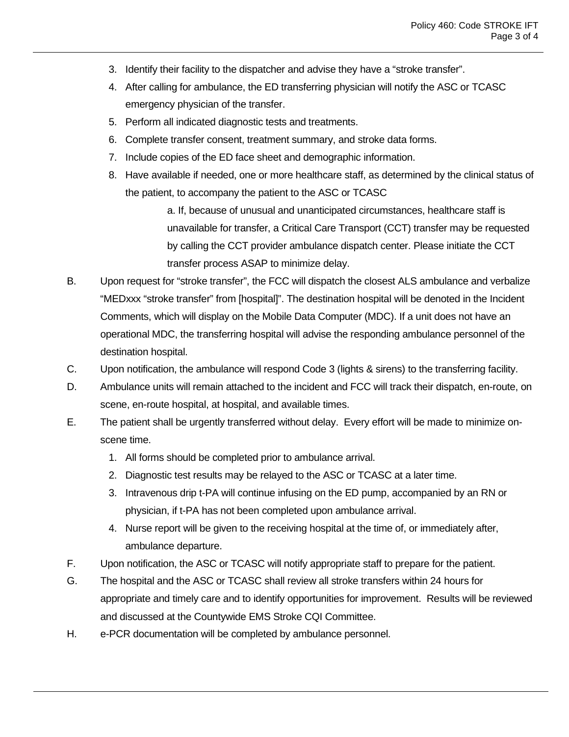3. Identify their facility to the dispatcher and advise they have a "stroke transfer".
4. After calling for ambulance, the ED transferring physician will notify the ASC or TCASC emergency physician of the transfer.
5. Perform all indicated diagnostic tests and treatments.
6. Complete transfer consent, treatment summary, and stroke data forms.
7. Include copies of the ED face sheet and demographic information.
8. Have available if needed, one or more healthcare staff, as determined by the clinical status of the patient, to accompany the patient to the ASC or TCASC

    a. If, because of unusual and unanticipated circumstances, healthcare staff is unavailable for transfer, a Critical Care Transport (CCT) transfer may be requested by calling the CCT provider ambulance dispatch center. Please initiate the CCT transfer process ASAP to minimize delay.

B. Upon request for "stroke transfer", the FCC will dispatch the closest ALS ambulance and verbalize "MEDxxx "stroke transfer" from [hospital]". The destination hospital will be denoted in the Incident Comments, which will display on the Mobile Data Computer (MDC). If a unit does not have an operational MDC, the transferring hospital will advise the responding ambulance personnel of the destination hospital.

C. Upon notification, the ambulance will respond Code 3 (lights & sirens) to the transferring facility.

D. Ambulance units will remain attached to the incident and FCC will track their dispatch, en-route, on scene, en-route hospital, at hospital, and available times.

E. The patient shall be urgently transferred without delay. Every effort will be made to minimize on-scene time.

1. All forms should be completed prior to ambulance arrival.
2. Diagnostic test results may be relayed to the ASC or TCASC at a later time.
3. Intravenous drip t-PA will continue infusing on the ED pump, accompanied by an RN or physician, if t-PA has not been completed upon ambulance arrival.
4. Nurse report will be given to the receiving hospital at the time of, or immediately after, ambulance departure.

F. Upon notification, the ASC or TCASC will notify appropriate staff to prepare for the patient.

G. The hospital and the ASC or TCASC shall review all stroke transfers within 24 hours for appropriate and timely care and to identify opportunities for improvement. Results will be reviewed and discussed at the Countywide EMS Stroke CQI Committee.

H. e-PCR documentation will be completed by ambulance personnel.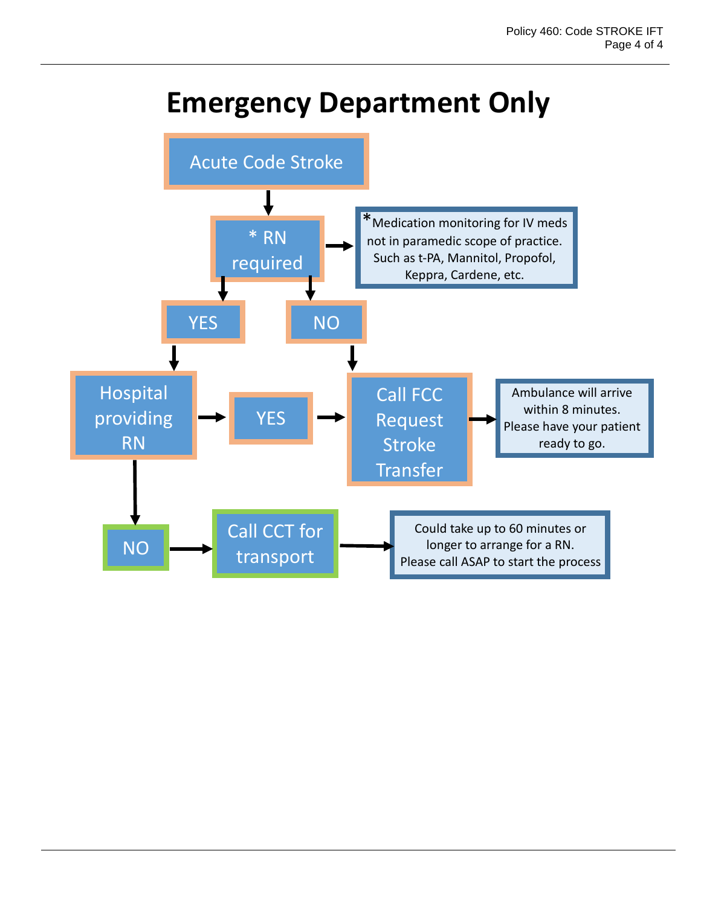# Emergency Department Only

Acute Code Stroke

\* RN required

*Medication monitoring for IV meds not in paramedic scope of practice. Such as t-PA, Mannitol, Propofol, Keppra, Cardene, etc.

YES

NO

Hospital providing RN

YES

Call FCC Request Stroke Transfer

Ambulance will arrive within 8 minutes. Please have your patient ready to go.

NO

Call CCT for transport

Could take up to 60 minutes or longer to arrange for a RN. Please call ASAP to start the process